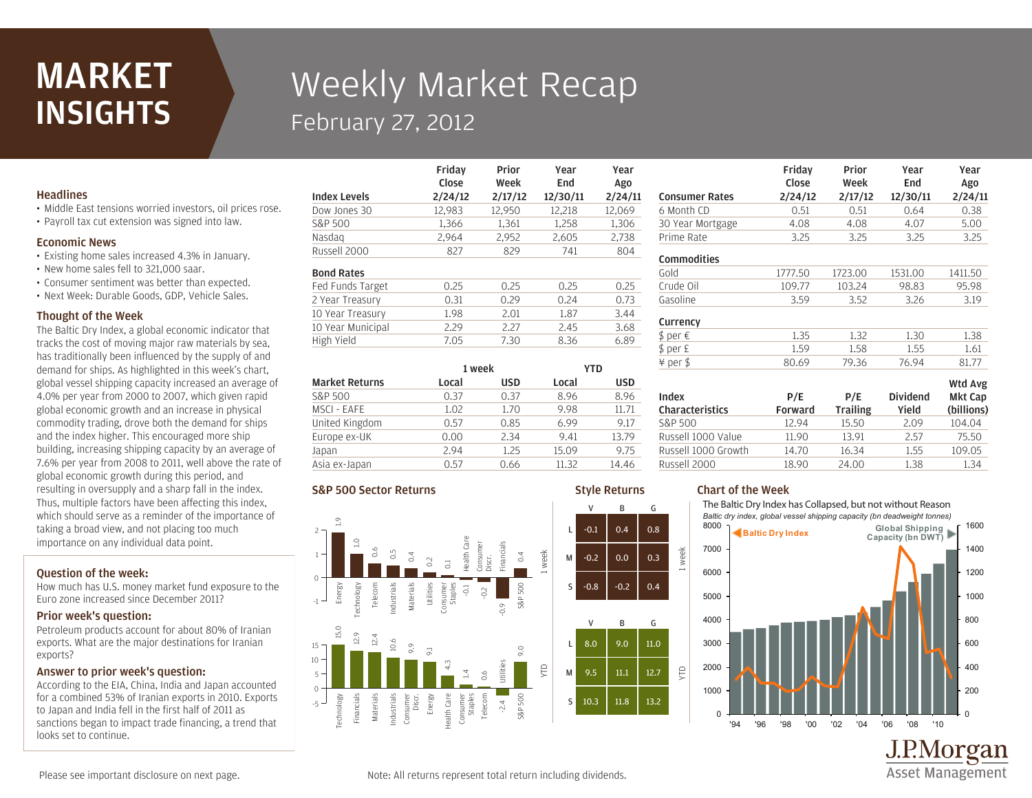# MARKET INSIGHTS

# Weekly Market Recap

## February 27, 2012

### Headlines

- Middle East tensions worried investors, oil prices rose.
- Payroll tax cut extension was signed into law.

### Economic News

- Existing home sales increased 4.3% in January.
- New home sales fell to 321,000 saar.
- Consumer sentiment was better than expected.
- Next Week: Durable Goods, GDP, Vehicle Sales.

### Thought of the Week

The Baltic Dry Index, a global economic indicator that tracks the cost of moving major raw materials by sea, has traditionally been influenced by the supply of and demand for ships. As highlighted in this week's chart, global vessel shipping capacity increased an average of 4.0% per year from 2000 to 2007, which given rapid global economic growth and an increase in physical commodity trading, drove both the demand for ships and the index higher. This encouraged more ship building, increasing shipping capacity by an average of 7.6% per year from 2008 to 2011, well above the rate of global economic growth during this period, and resulting in oversupply and a sharp fall in the index. Thus, multiple factors have been affecting this index, which should serve as a reminder of the importance of taking a broad view, and not placing too much importance on any individual data point.

### Question of the week:

How much has U.S. money market fund exposure to the Euro zone increased since December 2011?

### Prior week's question:

Petroleum products account for about 80% of Iranian exports. What are the major destinations for Iranian exports?

### Answer to prior week's question:

According to the EIA, China, India and Japan accounted for a combined 53% of Iranian exports in 2010. Exports to Japan and India fell in the first half of 2011 as sanctions began to impact trade financing, a trend that looks set to continue.

| Index Levels | Friday Close 2/24/12 | Prior Week 2/17/12 | Year End 12/30/11 | Year Ago 2/24/11 |
|---|---|---|---|---|
| Dow Jones 30 | 12,983 | 12,950 | 12,218 | 12,069 |
| S&P 500 | 1,366 | 1,361 | 1,258 | 1,306 |
| Nasdaq | 2,964 | 2,952 | 2,605 | 2,738 |
| Russell 2000 | 827 | 829 | 741 | 804 |
| **Bond Rates** | | | | |
| Fed Funds Target | 0.25 | 0.25 | 0.25 | 0.25 |
| 2 Year Treasury | 0.31 | 0.29 | 0.24 | 0.73 |
| 10 Year Treasury | 1.98 | 2.01 | 1.87 | 3.44 |
| 10 Year Municipal | 2.29 | 2.27 | 2.45 | 3.68 |
| High Yield | 7.05 | 7.30 | 8.36 | 6.89 |

| | 1 week | | YTD | |
|---|---|---|---|---|
| **Market Returns** | **Local** | **USD** | **Local** | **USD** |
| S&P 500 | 0.37 | 0.37 | 8.96 | 8.96 |
| MSCI - EAFE | 1.02 | 1.70 | 9.98 | 11.71 |
| United Kingdom | 0.57 | 0.85 | 6.99 | 9.17 |
| Europe ex-UK | 0.00 | 2.34 | 9.41 | 13.79 |
| Japan | 2.94 | 1.25 | 15.09 | 9.75 |
| Asia ex-Japan | 0.57 | 0.66 | 11.32 | 14.46 |

| Consumer Rates | Friday Close 2/24/12 | Prior Week 2/17/12 | Year End 12/30/11 | Year Ago 2/24/11 |
|---|---|---|---|---|
| 6 Month CD | 0.51 | 0.51 | 0.64 | 0.38 |
| 30 Year Mortgage | 4.08 | 4.08 | 4.07 | 5.00 |
| Prime Rate | 3.25 | 3.25 | 3.25 | 3.25 |
| **Commodities** | | | | |
| Gold | 1777.50 | 1723.00 | 1531.00 | 1411.50 |
| Crude Oil | 109.77 | 103.24 | 98.83 | 95.98 |
| Gasoline | 3.59 | 3.52 | 3.26 | 3.19 |
| **Currency** | | | | |
| $ per € | 1.35 | 1.32 | 1.30 | 1.38 |
| $ per £ | 1.59 | 1.58 | 1.55 | 1.61 |
| ¥ per $ | 80.69 | 79.36 | 76.94 | 81.77 |

| Index Characteristics | P/E Forward | P/E Trailing | Dividend Yield | Wtd Avg Mkt Cap (billions) |
|---|---|---|---|---|
| S&P 500 | 12.94 | 15.50 | 2.09 | 104.04 |
| Russell 1000 Value | 11.90 | 13.91 | 2.57 | 75.50 |
| Russell 1000 Growth | 14.70 | 16.34 | 1.55 | 109.05 |
| Russell 2000 | 18.90 | 24.00 | 1.38 | 1.34 |

### S&P 500 Sector Returns

**1 week**

| Sector | Return |
|---|---|
| Energy | 1.9 |
| Technology | 1.0 |
| Telecom | 0.6 |
| Industrials | 0.5 |
| Materials | 0.4 |
| Utilities | 0.2 |
| Consumer Staples | 0.1 |
| Health Care | -0.1 |
| Consumer Discr. | -0.2 |
| Financials | -0.9 |
| S&P 500 | 0.4 |

**YTD**

| Sector | Return |
|---|---|
| Technology | 15.0 |
| Financials | 12.9 |
| Materials | 12.4 |
| Industrials | 10.6 |
| Consumer Discr. | 9.9 |
| Energy | 9.1 |
| Health Care | 4.3 |
| Consumer Staples | 1.4 |
| Telecom | 0.6 |
| Utilities | -2.4 |
| S&P 500 | 9.0 |

### Style Returns

**1 week**

| | V | B | G |
|---|---|---|---|
| L | -0.1 | 0.4 | 0.8 |
| M | -0.2 | 0.0 | 0.3 |
| S | -0.8 | -0.2 | 0.4 |

**YTD**

| | V | B | G |
|---|---|---|---|
| L | 8.0 | 9.0 | 11.0 |
| M | 9.5 | 11.1 | 12.7 |
| S | 10.3 | 11.8 | 13.2 |

### Chart of the Week

The Baltic Dry Index has Collapsed, but not without Reason

*Baltic dry index, global vessel shipping capacity (bn deadweight tonnes)*

Note: All returns represent total return including dividends.

Please see important disclosure on next page.

J.P.Morgan Asset Management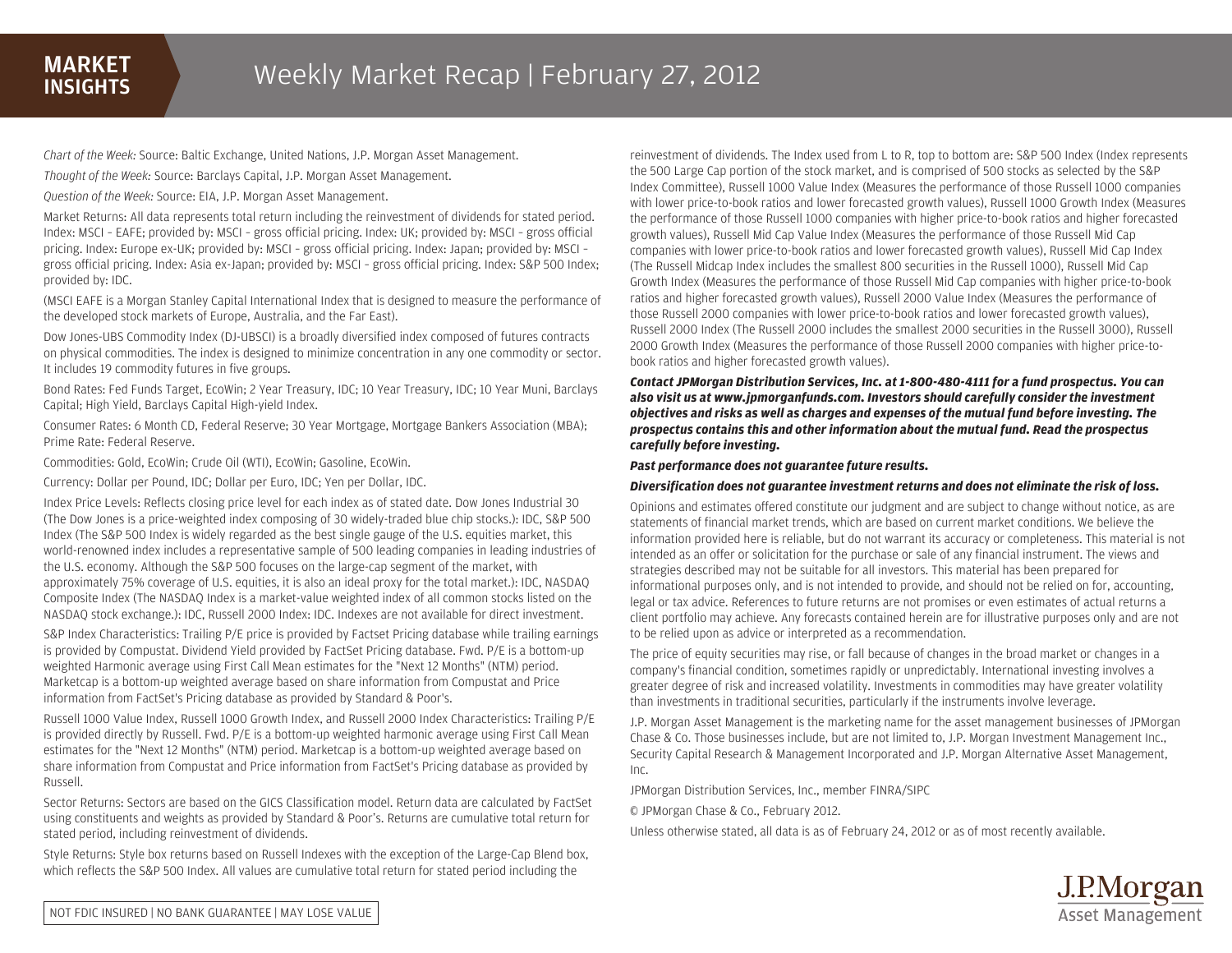# MARKET INSIGHTS

## Weekly Market Recap | February 27, 2012

*Chart of the Week:* Source: Baltic Exchange, United Nations, J.P. Morgan Asset Management.

*Thought of the Week:* Source: Barclays Capital, J.P. Morgan Asset Management.

*Question of the Week:* Source: EIA, J.P. Morgan Asset Management.

Market Returns: All data represents total return including the reinvestment of dividends for stated period. Index: MSCI – EAFE; provided by: MSCI – gross official pricing. Index: UK; provided by: MSCI – gross official pricing. Index: Europe ex-UK; provided by: MSCI – gross official pricing. Index: Japan; provided by: MSCI – gross official pricing. Index: Asia ex-Japan; provided by: MSCI – gross official pricing. Index: S&P 500 Index; provided by: IDC.

(MSCI EAFE is a Morgan Stanley Capital International Index that is designed to measure the performance of the developed stock markets of Europe, Australia, and the Far East).

Dow Jones-UBS Commodity Index (DJ-UBSCI) is a broadly diversified index composed of futures contracts on physical commodities. The index is designed to minimize concentration in any one commodity or sector. It includes 19 commodity futures in five groups.

Bond Rates: Fed Funds Target, EcoWin; 2 Year Treasury, IDC; 10 Year Treasury, IDC; 10 Year Muni, Barclays Capital; High Yield, Barclays Capital High-yield Index.

Consumer Rates: 6 Month CD, Federal Reserve; 30 Year Mortgage, Mortgage Bankers Association (MBA); Prime Rate: Federal Reserve.

Commodities: Gold, EcoWin; Crude Oil (WTI), EcoWin; Gasoline, EcoWin.

Currency: Dollar per Pound, IDC; Dollar per Euro, IDC; Yen per Dollar, IDC.

Index Price Levels: Reflects closing price level for each index as of stated date. Dow Jones Industrial 30 (The Dow Jones is a price-weighted index composing of 30 widely-traded blue chip stocks.): IDC, S&P 500 Index (The S&P 500 Index is widely regarded as the best single gauge of the U.S. equities market, this world-renowned index includes a representative sample of 500 leading companies in leading industries of the U.S. economy. Although the S&P 500 focuses on the large-cap segment of the market, with approximately 75% coverage of U.S. equities, it is also an ideal proxy for the total market.): IDC, NASDAQ Composite Index (The NASDAQ Index is a market-value weighted index of all common stocks listed on the NASDAQ stock exchange.): IDC, Russell 2000 Index: IDC. Indexes are not available for direct investment.

S&P Index Characteristics: Trailing P/E price is provided by Factset Pricing database while trailing earnings is provided by Compustat. Dividend Yield provided by FactSet Pricing database. Fwd. P/E is a bottom-up weighted Harmonic average using First Call Mean estimates for the "Next 12 Months" (NTM) period. Marketcap is a bottom-up weighted average based on share information from Compustat and Price information from FactSet's Pricing database as provided by Standard & Poor's.

Russell 1000 Value Index, Russell 1000 Growth Index, and Russell 2000 Index Characteristics: Trailing P/E is provided directly by Russell. Fwd. P/E is a bottom-up weighted harmonic average using First Call Mean estimates for the "Next 12 Months" (NTM) period. Marketcap is a bottom-up weighted average based on share information from Compustat and Price information from FactSet's Pricing database as provided by Russell.

Sector Returns: Sectors are based on the GICS Classification model. Return data are calculated by FactSet using constituents and weights as provided by Standard & Poor's. Returns are cumulative total return for stated period, including reinvestment of dividends.

Style Returns: Style box returns based on Russell Indexes with the exception of the Large-Cap Blend box, which reflects the S&P 500 Index. All values are cumulative total return for stated period including the reinvestment of dividends. The Index used from L to R, top to bottom are: S&P 500 Index (Index represents the 500 Large Cap portion of the stock market, and is comprised of 500 stocks as selected by the S&P Index Committee), Russell 1000 Value Index (Measures the performance of those Russell 1000 companies with lower price-to-book ratios and lower forecasted growth values), Russell 1000 Growth Index (Measures the performance of those Russell 1000 companies with higher price-to-book ratios and higher forecasted growth values), Russell Mid Cap Value Index (Measures the performance of those Russell Mid Cap companies with lower price-to-book ratios and lower forecasted growth values), Russell Mid Cap Index (The Russell Midcap Index includes the smallest 800 securities in the Russell 1000), Russell Mid Cap Growth Index (Measures the performance of those Russell Mid Cap companies with higher price-to-book ratios and higher forecasted growth values), Russell 2000 Value Index (Measures the performance of those Russell 2000 companies with lower price-to-book ratios and lower forecasted growth values), Russell 2000 Index (The Russell 2000 includes the smallest 2000 securities in the Russell 3000), Russell 2000 Growth Index (Measures the performance of those Russell 2000 companies with higher price-to-book ratios and higher forecasted growth values).

***Contact JPMorgan Distribution Services, Inc. at 1-800-480-4111 for a fund prospectus. You can also visit us at www.jpmorganfunds.com. Investors should carefully consider the investment objectives and risks as well as charges and expenses of the mutual fund before investing. The prospectus contains this and other information about the mutual fund. Read the prospectus carefully before investing.***

***Past performance does not guarantee future results.***

***Diversification does not guarantee investment returns and does not eliminate the risk of loss.***

Opinions and estimates offered constitute our judgment and are subject to change without notice, as are statements of financial market trends, which are based on current market conditions. We believe the information provided here is reliable, but do not warrant its accuracy or completeness. This material is not intended as an offer or solicitation for the purchase or sale of any financial instrument. The views and strategies described may not be suitable for all investors. This material has been prepared for informational purposes only, and is not intended to provide, and should not be relied on for, accounting, legal or tax advice. References to future returns are not promises or even estimates of actual returns a client portfolio may achieve. Any forecasts contained herein are for illustrative purposes only and are not to be relied upon as advice or interpreted as a recommendation.

The price of equity securities may rise, or fall because of changes in the broad market or changes in a company's financial condition, sometimes rapidly or unpredictably. International investing involves a greater degree of risk and increased volatility. Investments in commodities may have greater volatility than investments in traditional securities, particularly if the instruments involve leverage.

J.P. Morgan Asset Management is the marketing name for the asset management businesses of JPMorgan Chase & Co. Those businesses include, but are not limited to, J.P. Morgan Investment Management Inc., Security Capital Research & Management Incorporated and J.P. Morgan Alternative Asset Management, Inc.

JPMorgan Distribution Services, Inc., member FINRA/SIPC

© JPMorgan Chase & Co., February 2012.

Unless otherwise stated, all data is as of February 24, 2012 or as of most recently available.

NOT FDIC INSURED | NO BANK GUARANTEE | MAY LOSE VALUE

J.P.Morgan Asset Management